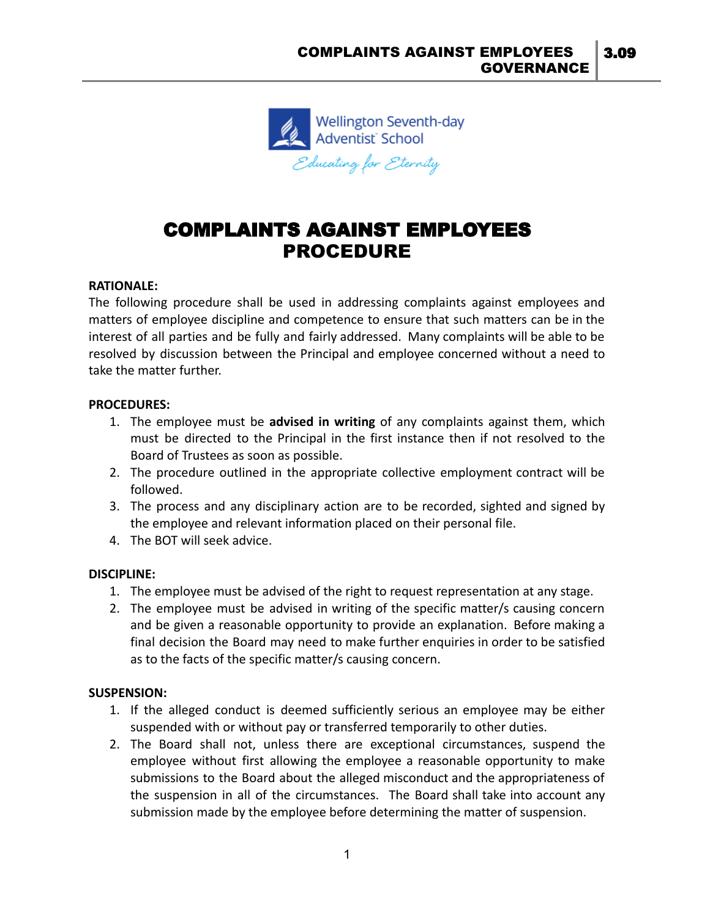# COMPLAINTS AGAINST EMPLOYEES PROCEDURE

**RATIONALE:**

The following procedure shall be used in addressing complaints against employees and matters of employee discipline and competence to ensure that such matters can be in the interest of all parties and be fully and fairly addressed. Many complaints will be able to be resolved by discussion between the Principal and employee concerned without a need to take the matter further.

**PROCEDURES:**

1. The employee must be **advised in writing** of any complaints against them, which must be directed to the Principal in the first instance then if not resolved to the Board of Trustees as soon as possible.
2. The procedure outlined in the appropriate collective employment contract will be followed.
3. The process and any disciplinary action are to be recorded, sighted and signed by the employee and relevant information placed on their personal file.
4. The BOT will seek advice.

**DISCIPLINE:**

1. The employee must be advised of the right to request representation at any stage.
2. The employee must be advised in writing of the specific matter/s causing concern and be given a reasonable opportunity to provide an explanation. Before making a final decision the Board may need to make further enquiries in order to be satisfied as to the facts of the specific matter/s causing concern.

**SUSPENSION:**

1. If the alleged conduct is deemed sufficiently serious an employee may be either suspended with or without pay or transferred temporarily to other duties.
2. The Board shall not, unless there are exceptional circumstances, suspend the employee without first allowing the employee a reasonable opportunity to make submissions to the Board about the alleged misconduct and the appropriateness of the suspension in all of the circumstances. The Board shall take into account any submission made by the employee before determining the matter of suspension.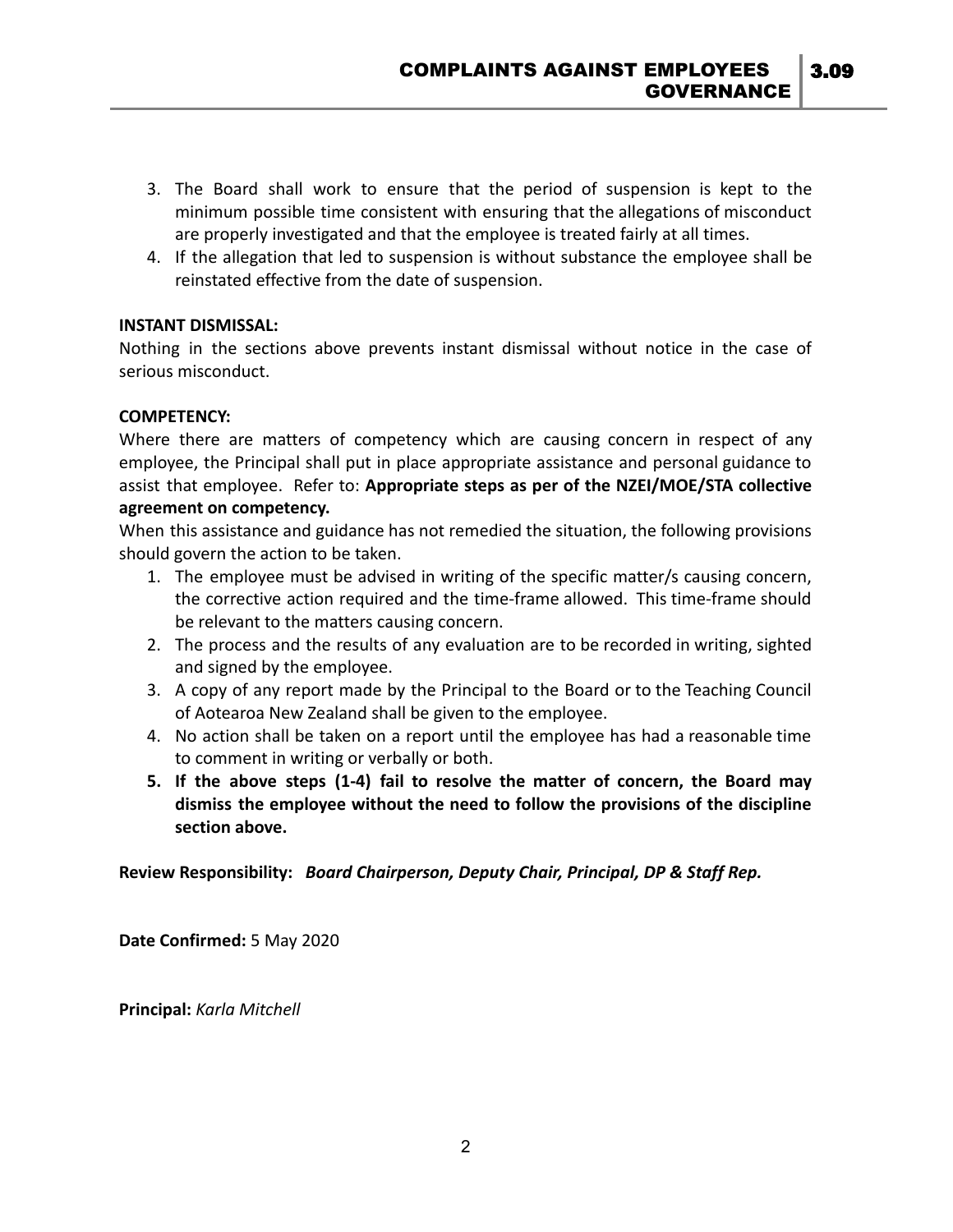3. The Board shall work to ensure that the period of suspension is kept to the minimum possible time consistent with ensuring that the allegations of misconduct are properly investigated and that the employee is treated fairly at all times.
4. If the allegation that led to suspension is without substance the employee shall be reinstated effective from the date of suspension.

**INSTANT DISMISSAL:**

Nothing in the sections above prevents instant dismissal without notice in the case of serious misconduct.

**COMPETENCY:**

Where there are matters of competency which are causing concern in respect of any employee, the Principal shall put in place appropriate assistance and personal guidance to assist that employee. Refer to: **Appropriate steps as per of the NZEI/MOE/STA collective agreement on competency.**

When this assistance and guidance has not remedied the situation, the following provisions should govern the action to be taken.

1. The employee must be advised in writing of the specific matter/s causing concern, the corrective action required and the time-frame allowed. This time-frame should be relevant to the matters causing concern.
2. The process and the results of any evaluation are to be recorded in writing, sighted and signed by the employee.
3. A copy of any report made by the Principal to the Board or to the Teaching Council of Aotearoa New Zealand shall be given to the employee.
4. No action shall be taken on a report until the employee has had a reasonable time to comment in writing or verbally or both.
5. **If the above steps (1-4) fail to resolve the matter of concern, the Board may dismiss the employee without the need to follow the provisions of the discipline section above.**

**Review Responsibility:** *Board Chairperson, Deputy Chair, Principal, DP & Staff Rep.*

**Date Confirmed:** 5 May 2020

**Principal:** *Karla Mitchell*